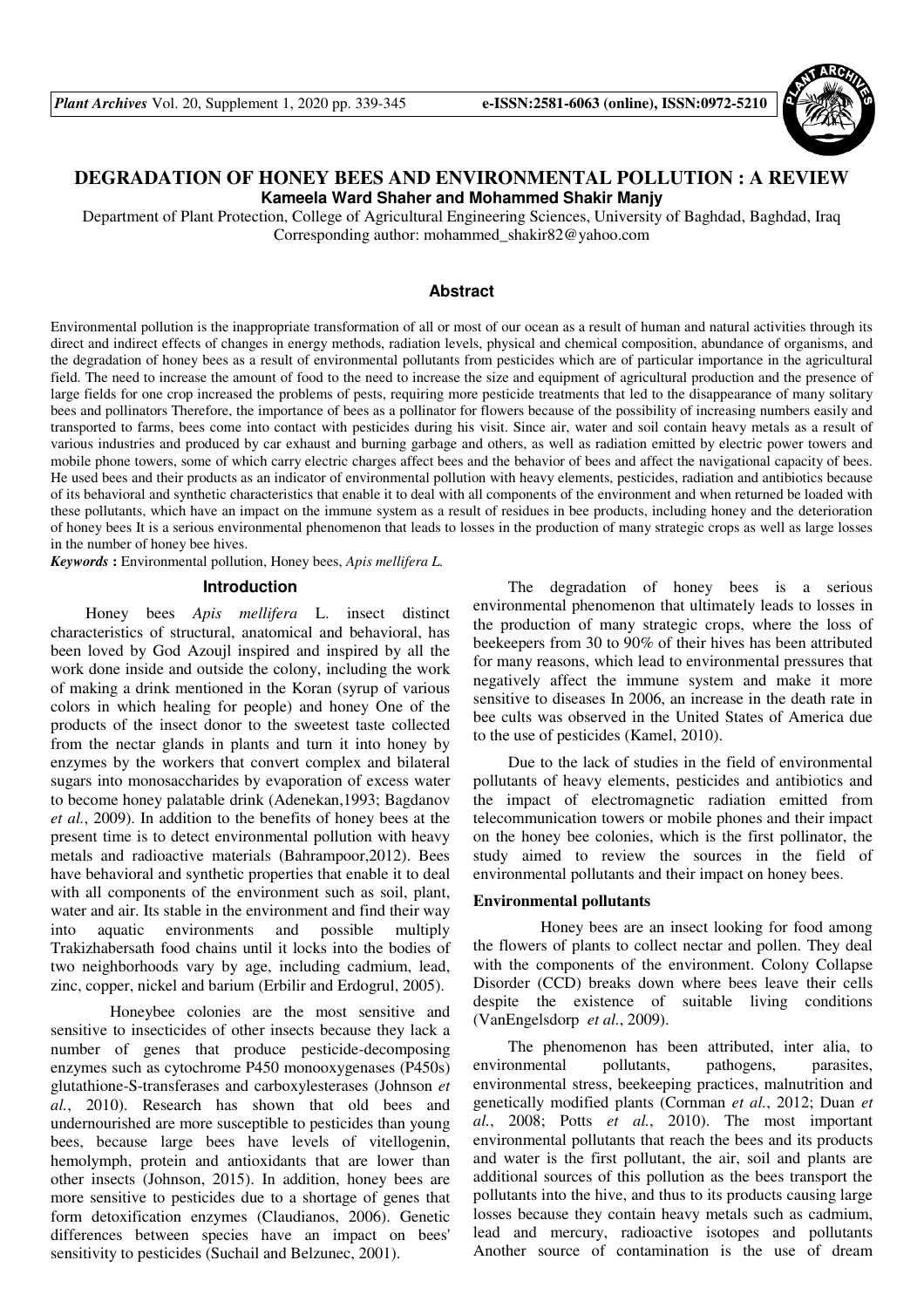# DEGRADATION OF HONEY BEES AND ENVIRONMENTAL POLLUTION : A REVIEW

**Kameela Ward Shaher and Mohammed Shakir Manjy**

Department of Plant Protection, College of Agricultural Engineering Sciences, University of Baghdad, Baghdad, Iraq
Corresponding author: mohammed_shakir82@yahoo.com

## Abstract

Environmental pollution is the inappropriate transformation of all or most of our ocean as a result of human and natural activities through its direct and indirect effects of changes in energy methods, radiation levels, physical and chemical composition, abundance of organisms, and the degradation of honey bees as a result of environmental pollutants from pesticides which are of particular importance in the agricultural field. The need to increase the amount of food to the need to increase the size and equipment of agricultural production and the presence of large fields for one crop increased the problems of pests, requiring more pesticide treatments that led to the disappearance of many solitary bees and pollinators Therefore, the importance of bees as a pollinator for flowers because of the possibility of increasing numbers easily and transported to farms, bees come into contact with pesticides during his visit. Since air, water and soil contain heavy metals as a result of various industries and produced by car exhaust and burning garbage and others, as well as radiation emitted by electric power towers and mobile phone towers, some of which carry electric charges affect bees and the behavior of bees and affect the navigational capacity of bees. He used bees and their products as an indicator of environmental pollution with heavy elements, pesticides, radiation and antibiotics because of its behavioral and synthetic characteristics that enable it to deal with all components of the environment and when returned be loaded with these pollutants, which have an impact on the immune system as a result of residues in bee products, including honey and the deterioration of honey bees It is a serious environmental phenomenon that leads to losses in the production of many strategic crops as well as large losses in the number of honey bee hives.

***Keywords*** **:** Environmental pollution, Honey bees, *Apis mellifera L.*

## Introduction

Honey bees *Apis mellifera* L. insect distinct characteristics of structural, anatomical and behavioral, has been loved by God Azoujl inspired and inspired by all the work done inside and outside the colony, including the work of making a drink mentioned in the Koran (syrup of various colors in which healing for people) and honey One of the products of the insect donor to the sweetest taste collected from the nectar glands in plants and turn it into honey by enzymes by the workers that convert complex and bilateral sugars into monosaccharides by evaporation of excess water to become honey palatable drink (Adenekan,1993; Bagdanov *et al.*, 2009). In addition to the benefits of honey bees at the present time is to detect environmental pollution with heavy metals and radioactive materials (Bahrampoor,2012). Bees have behavioral and synthetic properties that enable it to deal with all components of the environment such as soil, plant, water and air. Its stable in the environment and find their way into aquatic environments and possible multiply Trakizhabersath food chains until it locks into the bodies of two neighborhoods vary by age, including cadmium, lead, zinc, copper, nickel and barium (Erbilir and Erdogrul, 2005).

Honeybee colonies are the most sensitive and sensitive to insecticides of other insects because they lack a number of genes that produce pesticide-decomposing enzymes such as cytochrome P450 monooxygenases (P450s) glutathione-S-transferases and carboxylesterases (Johnson *et al.*, 2010). Research has shown that old bees and undernourished are more susceptible to pesticides than young bees, because large bees have levels of vitellogenin, hemolymph, protein and antioxidants that are lower than other insects (Johnson, 2015). In addition, honey bees are more sensitive to pesticides due to a shortage of genes that form detoxification enzymes (Claudianos, 2006). Genetic differences between species have an impact on bees' sensitivity to pesticides (Suchail and Belzunec, 2001).

The degradation of honey bees is a serious environmental phenomenon that ultimately leads to losses in the production of many strategic crops, where the loss of beekeepers from 30 to 90% of their hives has been attributed for many reasons, which lead to environmental pressures that negatively affect the immune system and make it more sensitive to diseases In 2006, an increase in the death rate in bee cults was observed in the United States of America due to the use of pesticides (Kamel, 2010).

Due to the lack of studies in the field of environmental pollutants of heavy elements, pesticides and antibiotics and the impact of electromagnetic radiation emitted from telecommunication towers or mobile phones and their impact on the honey bee colonies, which is the first pollinator, the study aimed to review the sources in the field of environmental pollutants and their impact on honey bees.

### Environmental pollutants

Honey bees are an insect looking for food among the flowers of plants to collect nectar and pollen. They deal with the components of the environment. Colony Collapse Disorder (CCD) breaks down where bees leave their cells despite the existence of suitable living conditions (VanEngelsdorp *et al.*, 2009).

The phenomenon has been attributed, inter alia, to environmental pollutants, pathogens, parasites, environmental stress, beekeeping practices, malnutrition and genetically modified plants (Cornman *et al.*, 2012; Duan *et al.*, 2008; Potts *et al.*, 2010). The most important environmental pollutants that reach the bees and its products and water is the first pollutant, the air, soil and plants are additional sources of this pollution as the bees transport the pollutants into the hive, and thus to its products causing large losses because they contain heavy metals such as cadmium, lead and mercury, radioactive isotopes and pollutants Another source of contamination is the use of dream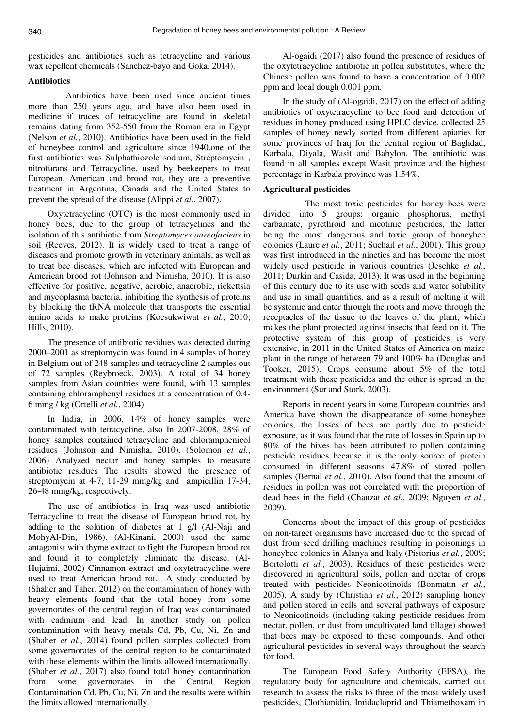pesticides and antibiotics such as tetracycline and various wax repellent chemicals (Sanchez-bayo and Goka, 2014).

**Antibiotics**

Antibiotics have been used since ancient times more than 250 years ago, and have also been used in medicine if traces of tetracycline are found in skeletal remains dating from 352-550 from the Roman era in Egypt (Nelson *et al.*, 2010). Antibiotics have been used in the field of honeybee control and agriculture since 1940,one of the first antibiotics was Sulphathiozole sodium, Streptomycin , nitrofurans and Tetracycline, used by beekeepers to treat European, American and brood rot, they are a preventive treatment in Argentina, Canada and the United States to prevent the spread of the disease (Alippi *et al.*, 2007).

Oxytetracycline (OTC) is the most commonly used in honey bees, due to the group of tetracyclines and the isolation of this antibiotic from *Streptomyces aureofaciens* in soil (Reeves, 2012). It is widely used to treat a range of diseases and promote growth in veterinary animals, as well as to treat bee diseases, which are infected with European and American brood rot (Johnson and Nimisha, 2010). It is also effective for positive, negative, aerobic, anaerobic, rickettsia and mycoplasma bacteria, inhibiting the synthesis of proteins by blocking the tRNA molecule that transports the essential amino acids to make proteins (Koesukwiwat *et al.*, 2010; Hills, 2010).

The presence of antibiotic residues was detected during 2000–2001 as streptomycin was found in 4 samples of honey in Belgium out of 248 samples and tetracycline 2 samples out of 72 samples (Reybroeck, 2003). A total of 34 honey samples from Asian countries were found, with 13 samples containing chloramphenyl residues at a concentration of 0.4-6 mmg / kg (Ortelli *et al.*, 2004).

In India, in 2006, 14% of honey samples were contaminated with tetracycline, also In 2007-2008, 28% of honey samples contained tetracycline and chloramphenicol residues (Johnson and Nimisha, 2010). (Solomon *et al.*, 2006) Analyzed nectar and honey samples to measure antibiotic residues The results showed the presence of streptomycin at 4-7, 11-29 mmg/kg and ampicillin 17-34, 26-48 mmg/kg, respectively.

The use of antibiotics in Iraq was used antibiotic Tetracycline to treat the disease of European brood rot, by adding to the solution of diabetes at 1 g/l (Al-Naji and MohyAl-Din, 1986). (Al-Kinani, 2000) used the same antagonist with thyme extract to fight the European brood rot and found it to completely eliminate the disease. (Al-Hujaimi, 2002) Cinnamon extract and oxytetracycline were used to treat American brood rot. A study conducted by (Shaher and Taher, 2012) on the contamination of honey with heavy elements found that the total honey from some governorates of the central region of Iraq was contaminated with cadmium and lead. In another study on pollen contamination with heavy metals Cd, Pb, Cu, Ni, Zn and (Shaher *et al.*, 2014) found pollen samples collected from some governorates of the central region to be contaminated with these elements within the limits allowed internationally. (Shaher *et al.*, 2017) also found total honey contamination from some governorates in the Central Region Contamination Cd, Pb, Cu, Ni, Zn and the results were within the limits allowed internationally.

Al-ogaidi (2017) also found the presence of residues of the oxytetracycline antibiotic in pollen substitutes, where the Chinese pollen was found to have a concentration of 0.002 ppm and local dough 0.001 ppm.

In the study of (Al-ogaidi, 2017) on the effect of adding antibiotics of oxytetracycline to bee food and detection of residues in honey produced using HPLC device, collected 25 samples of honey newly sorted from different apiaries for some provinces of Iraq for the central region of Baghdad, Karbala, Diyala, Wasit and Babylon. The antibiotic was found in all samples except Wasit province and the highest percentage in Karbala province was 1.54%.

**Agricultural pesticides**

The most toxic pesticides for honey bees were divided into 5 groups: organic phosphorus, methyl carbamate, pyrethroid and nicotinic pesticides, the latter being the most dangerous and toxic group of honeybee colonies (Laure *et al.*, 2011; Suchail *et al.*, 2001). This group was first introduced in the nineties and has become the most widely used pesticide in various countries (Jeschke *et al.*, 2011; Durkin and Casida, 2013). It was used in the beginning of this century due to its use with seeds and water solubility and use in small quantities, and as a result of melting it will be systemic and enter through the roots and move through the receptacles of the tissue to the leaves of the plant, which makes the plant protected against insects that feed on it. The protective system of this group of pesticides is very extensive, in 2011 in the United States of America on maize plant in the range of between 79 and 100% ha (Douglas and Tooker, 2015). Crops consume about 5% of the total treatment with these pesticides and the other is spread in the environment (Sur and Stork, 2003).

Reports in recent years in some European countries and America have shown the disappearance of some honeybee colonies, the losses of bees are partly due to pesticide exposure, as it was found that the rate of losses in Spain up to 80% of the hives has been attributed to pollen containing pesticide residues because it is the only source of protein consumed in different seasons 47.8% of stored pollen samples (Bernal *et al.*, 2010). Also found that the amount of residues in pollen was not correlated with the proportion of dead bees in the field (Chauzat *et al.*, 2009; Nguyen *et al.*, 2009).

Concerns about the impact of this group of pesticides on non-target organisms have increased due to the spread of dust from seed drilling machines resulting in poisonings in honeybee colonies in Alanya and Italy (Pistorius *et al.*, 2009; Bortolotti *et al.*, 2003). Residues of these pesticides were discovered in agricultural soils, pollen and nectar of crops treated with pesticides Neonicotinoids (Bonmatin *et al.*, 2005). A study by (Christian *et al.*, 2012) sampling honey and pollen stored in cells and several pathways of exposure to Neonicotinoids (including taking pesticide residues from nectar, pollen, or dust from uncultivated land tillage) showed that bees may be exposed to these compounds. And other agricultural pesticides in several ways throughout the search for food.

The European Food Safety Authority (EFSA), the regulatory body for agriculture and chemicals, carried out research to assess the risks to three of the most widely used pesticides, Clothianidin, Imidacloprid and Thiamethoxam in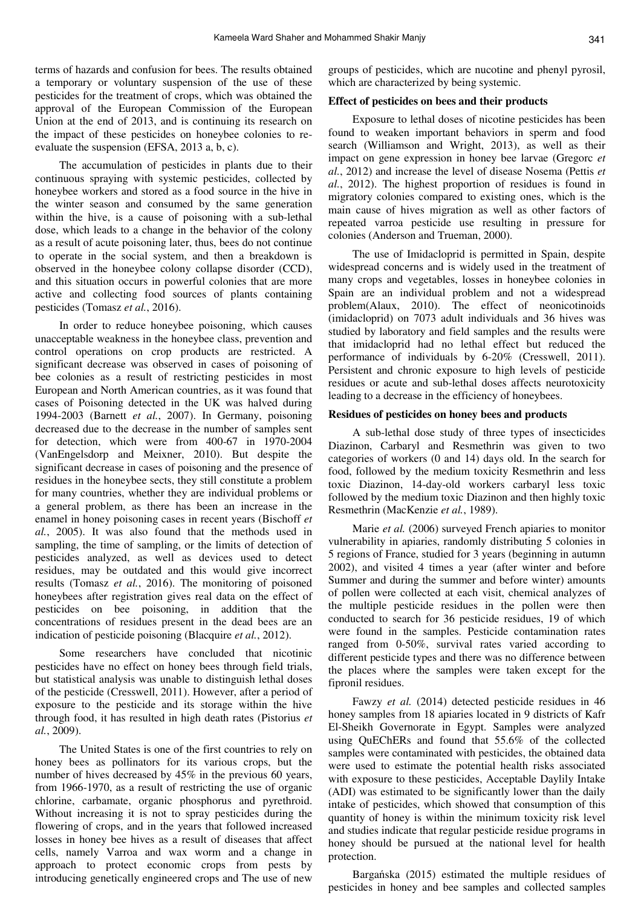terms of hazards and confusion for bees. The results obtained a temporary or voluntary suspension of the use of these pesticides for the treatment of crops, which was obtained the approval of the European Commission of the European Union at the end of 2013, and is continuing its research on the impact of these pesticides on honeybee colonies to re-evaluate the suspension (EFSA, 2013 a, b, c).

The accumulation of pesticides in plants due to their continuous spraying with systemic pesticides, collected by honeybee workers and stored as a food source in the hive in the winter season and consumed by the same generation within the hive, is a cause of poisoning with a sub-lethal dose, which leads to a change in the behavior of the colony as a result of acute poisoning later, thus, bees do not continue to operate in the social system, and then a breakdown is observed in the honeybee colony collapse disorder (CCD), and this situation occurs in powerful colonies that are more active and collecting food sources of plants containing pesticides (Tomasz *et al.*, 2016).

In order to reduce honeybee poisoning, which causes unacceptable weakness in the honeybee class, prevention and control operations on crop products are restricted. A significant decrease was observed in cases of poisoning of bee colonies as a result of restricting pesticides in most European and North American countries, as it was found that cases of Poisoning detected in the UK was halved during 1994-2003 (Barnett *et al.*, 2007). In Germany, poisoning decreased due to the decrease in the number of samples sent for detection, which were from 400-67 in 1970-2004 (VanEngelsdorp and Meixner, 2010). But despite the significant decrease in cases of poisoning and the presence of residues in the honeybee sects, they still constitute a problem for many countries, whether they are individual problems or a general problem, as there has been an increase in the enamel in honey poisoning cases in recent years (Bischoff *et al.*, 2005). It was also found that the methods used in sampling, the time of sampling, or the limits of detection of pesticides analyzed, as well as devices used to detect residues, may be outdated and this would give incorrect results (Tomasz *et al.*, 2016). The monitoring of poisoned honeybees after registration gives real data on the effect of pesticides on bee poisoning, in addition that the concentrations of residues present in the dead bees are an indication of pesticide poisoning (Blacquire *et al.*, 2012).

Some researchers have concluded that nicotinic pesticides have no effect on honey bees through field trials, but statistical analysis was unable to distinguish lethal doses of the pesticide (Cresswell, 2011). However, after a period of exposure to the pesticide and its storage within the hive through food, it has resulted in high death rates (Pistorius *et al.*, 2009).

The United States is one of the first countries to rely on honey bees as pollinators for its various crops, but the number of hives decreased by 45% in the previous 60 years, from 1966-1970, as a result of restricting the use of organic chlorine, carbamate, organic phosphorus and pyrethroid. Without increasing it is not to spray pesticides during the flowering of crops, and in the years that followed increased losses in honey bee hives as a result of diseases that affect cells, namely Varroa and wax worm and a change in approach to protect economic crops from pests by introducing genetically engineered crops and The use of new groups of pesticides, which are nucotine and phenyl pyrosil, which are characterized by being systemic.

### Effect of pesticides on bees and their products

Exposure to lethal doses of nicotine pesticides has been found to weaken important behaviors in sperm and food search (Williamson and Wright, 2013), as well as their impact on gene expression in honey bee larvae (Gregorc *et al.*, 2012) and increase the level of disease Nosema (Pettis *et al.*, 2012). The highest proportion of residues is found in migratory colonies compared to existing ones, which is the main cause of hives migration as well as other factors of repeated varroa pesticide use resulting in pressure for colonies (Anderson and Trueman, 2000).

The use of Imidacloprid is permitted in Spain, despite widespread concerns and is widely used in the treatment of many crops and vegetables, losses in honeybee colonies in Spain are an individual problem and not a widespread problem(Alaux, 2010). The effect of neonicotinoids (imidacloprid) on 7073 adult individuals and 36 hives was studied by laboratory and field samples and the results were that imidacloprid had no lethal effect but reduced the performance of individuals by 6-20% (Cresswell, 2011). Persistent and chronic exposure to high levels of pesticide residues or acute and sub-lethal doses affects neurotoxicity leading to a decrease in the efficiency of honeybees.

### Residues of pesticides on honey bees and products

A sub-lethal dose study of three types of insecticides Diazinon, Carbaryl and Resmethrin was given to two categories of workers (0 and 14) days old. In the search for food, followed by the medium toxicity Resmethrin and less toxic Diazinon, 14-day-old workers carbaryl less toxic followed by the medium toxic Diazinon and then highly toxic Resmethrin (MacKenzie *et al.*, 1989).

Marie *et al.* (2006) surveyed French apiaries to monitor vulnerability in apiaries, randomly distributing 5 colonies in 5 regions of France, studied for 3 years (beginning in autumn 2002), and visited 4 times a year (after winter and before Summer and during the summer and before winter) amounts of pollen were collected at each visit, chemical analyzes of the multiple pesticide residues in the pollen were then conducted to search for 36 pesticide residues, 19 of which were found in the samples. Pesticide contamination rates ranged from 0-50%, survival rates varied according to different pesticide types and there was no difference between the places where the samples were taken except for the fipronil residues.

Fawzy *et al.* (2014) detected pesticide residues in 46 honey samples from 18 apiaries located in 9 districts of Kafr El-Sheikh Governorate in Egypt. Samples were analyzed using QuEChERs and found that 55.6% of the collected samples were contaminated with pesticides, the obtained data were used to estimate the potential health risks associated with exposure to these pesticides, Acceptable Daylily Intake (ADI) was estimated to be significantly lower than the daily intake of pesticides, which showed that consumption of this quantity of honey is within the minimum toxicity risk level and studies indicate that regular pesticide residue programs in honey should be pursued at the national level for health protection.

Bargańska (2015) estimated the multiple residues of pesticides in honey and bee samples and collected samples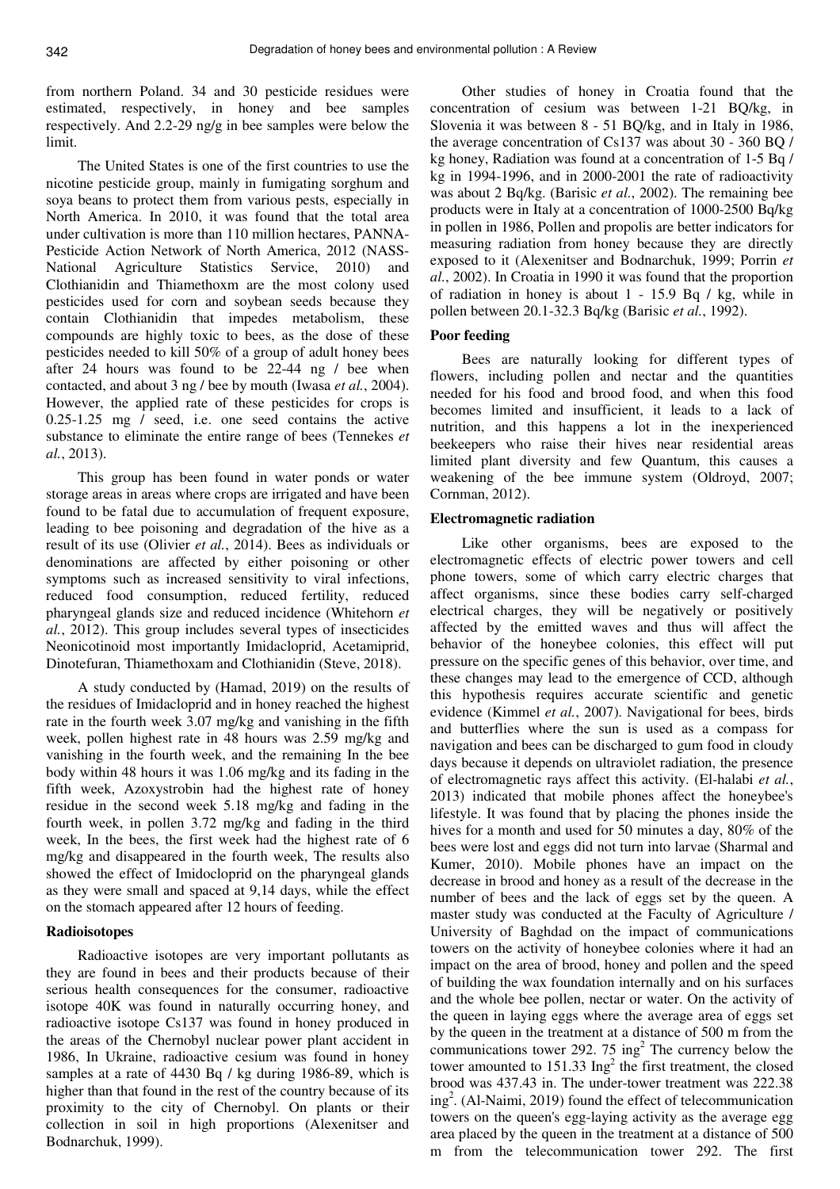from northern Poland. 34 and 30 pesticide residues were estimated, respectively, in honey and bee samples respectively. And 2.2-29 ng/g in bee samples were below the limit.

The United States is one of the first countries to use the nicotine pesticide group, mainly in fumigating sorghum and soya beans to protect them from various pests, especially in North America. In 2010, it was found that the total area under cultivation is more than 110 million hectares, PANNA-Pesticide Action Network of North America, 2012 (NASS-National Agriculture Statistics Service, 2010) and Clothianidin and Thiamethoxm are the most colony used pesticides used for corn and soybean seeds because they contain Clothianidin that impedes metabolism, these compounds are highly toxic to bees, as the dose of these pesticides needed to kill 50% of a group of adult honey bees after 24 hours was found to be 22-44 ng / bee when contacted, and about 3 ng / bee by mouth (Iwasa *et al.*, 2004). However, the applied rate of these pesticides for crops is 0.25-1.25 mg / seed, i.e. one seed contains the active substance to eliminate the entire range of bees (Tennekes *et al.*, 2013).

This group has been found in water ponds or water storage areas in areas where crops are irrigated and have been found to be fatal due to accumulation of frequent exposure, leading to bee poisoning and degradation of the hive as a result of its use (Olivier *et al.*, 2014). Bees as individuals or denominations are affected by either poisoning or other symptoms such as increased sensitivity to viral infections, reduced food consumption, reduced fertility, reduced pharyngeal glands size and reduced incidence (Whitehorn *et al.*, 2012). This group includes several types of insecticides Neonicotinoid most importantly Imidacloprid, Acetamiprid, Dinotefuran, Thiamethoxam and Clothianidin (Steve, 2018).

A study conducted by (Hamad, 2019) on the results of the residues of Imidacloprid and in honey reached the highest rate in the fourth week 3.07 mg/kg and vanishing in the fifth week, pollen highest rate in 48 hours was 2.59 mg/kg and vanishing in the fourth week, and the remaining In the bee body within 48 hours it was 1.06 mg/kg and its fading in the fifth week, Azoxystrobin had the highest rate of honey residue in the second week 5.18 mg/kg and fading in the fourth week, in pollen 3.72 mg/kg and fading in the third week, In the bees, the first week had the highest rate of 6 mg/kg and disappeared in the fourth week, The results also showed the effect of Imidocloprid on the pharyngeal glands as they were small and spaced at 9,14 days, while the effect on the stomach appeared after 12 hours of feeding.

**Radioisotopes**

Radioactive isotopes are very important pollutants as they are found in bees and their products because of their serious health consequences for the consumer, radioactive isotope 40K was found in naturally occurring honey, and radioactive isotope Cs137 was found in honey produced in the areas of the Chernobyl nuclear power plant accident in 1986, In Ukraine, radioactive cesium was found in honey samples at a rate of 4430 Bq / kg during 1986-89, which is higher than that found in the rest of the country because of its proximity to the city of Chernobyl. On plants or their collection in soil in high proportions (Alexenitser and Bodnarchuk, 1999).

Other studies of honey in Croatia found that the concentration of cesium was between 1-21 BQ/kg, in Slovenia it was between 8 - 51 BQ/kg, and in Italy in 1986, the average concentration of Cs137 was about 30 - 360 BQ / kg honey, Radiation was found at a concentration of 1-5 Bq / kg in 1994-1996, and in 2000-2001 the rate of radioactivity was about 2 Bq/kg. (Barisic *et al.*, 2002). The remaining bee products were in Italy at a concentration of 1000-2500 Bq/kg in pollen in 1986, Pollen and propolis are better indicators for measuring radiation from honey because they are directly exposed to it (Alexenitser and Bodnarchuk, 1999; Porrin *et al.*, 2002). In Croatia in 1990 it was found that the proportion of radiation in honey is about 1 - 15.9 Bq / kg, while in pollen between 20.1-32.3 Bq/kg (Barisic *et al.*, 1992).

**Poor feeding**

Bees are naturally looking for different types of flowers, including pollen and nectar and the quantities needed for his food and brood food, and when this food becomes limited and insufficient, it leads to a lack of nutrition, and this happens a lot in the inexperienced beekeepers who raise their hives near residential areas limited plant diversity and few Quantum, this causes a weakening of the bee immune system (Oldroyd, 2007; Cornman, 2012).

**Electromagnetic radiation**

Like other organisms, bees are exposed to the electromagnetic effects of electric power towers and cell phone towers, some of which carry electric charges that affect organisms, since these bodies carry self-charged electrical charges, they will be negatively or positively affected by the emitted waves and thus will affect the behavior of the honeybee colonies, this effect will put pressure on the specific genes of this behavior, over time, and these changes may lead to the emergence of CCD, although this hypothesis requires accurate scientific and genetic evidence (Kimmel *et al.*, 2007). Navigational for bees, birds and butterflies where the sun is used as a compass for navigation and bees can be discharged to gum food in cloudy days because it depends on ultraviolet radiation, the presence of electromagnetic rays affect this activity. (El-halabi *et al.*, 2013) indicated that mobile phones affect the honeybee's lifestyle. It was found that by placing the phones inside the hives for a month and used for 50 minutes a day, 80% of the bees were lost and eggs did not turn into larvae (Sharmal and Kumer, 2010). Mobile phones have an impact on the decrease in brood and honey as a result of the decrease in the number of bees and the lack of eggs set by the queen. A master study was conducted at the Faculty of Agriculture / University of Baghdad on the impact of communications towers on the activity of honeybee colonies where it had an impact on the area of brood, honey and pollen and the speed of building the wax foundation internally and on his surfaces and the whole bee pollen, nectar or water. On the activity of the queen in laying eggs where the average area of eggs set by the queen in the treatment at a distance of 500 m from the communications tower 292. 75 $ing^2$ The currency below the tower amounted to 151.33 $Ing^2$ the first treatment, the closed brood was 437.43 in. The under-tower treatment was 222.38 $ing^2$. (Al-Naimi, 2019) found the effect of telecommunication towers on the queen's egg-laying activity as the average egg area placed by the queen in the treatment at a distance of 500 m from the telecommunication tower 292. The first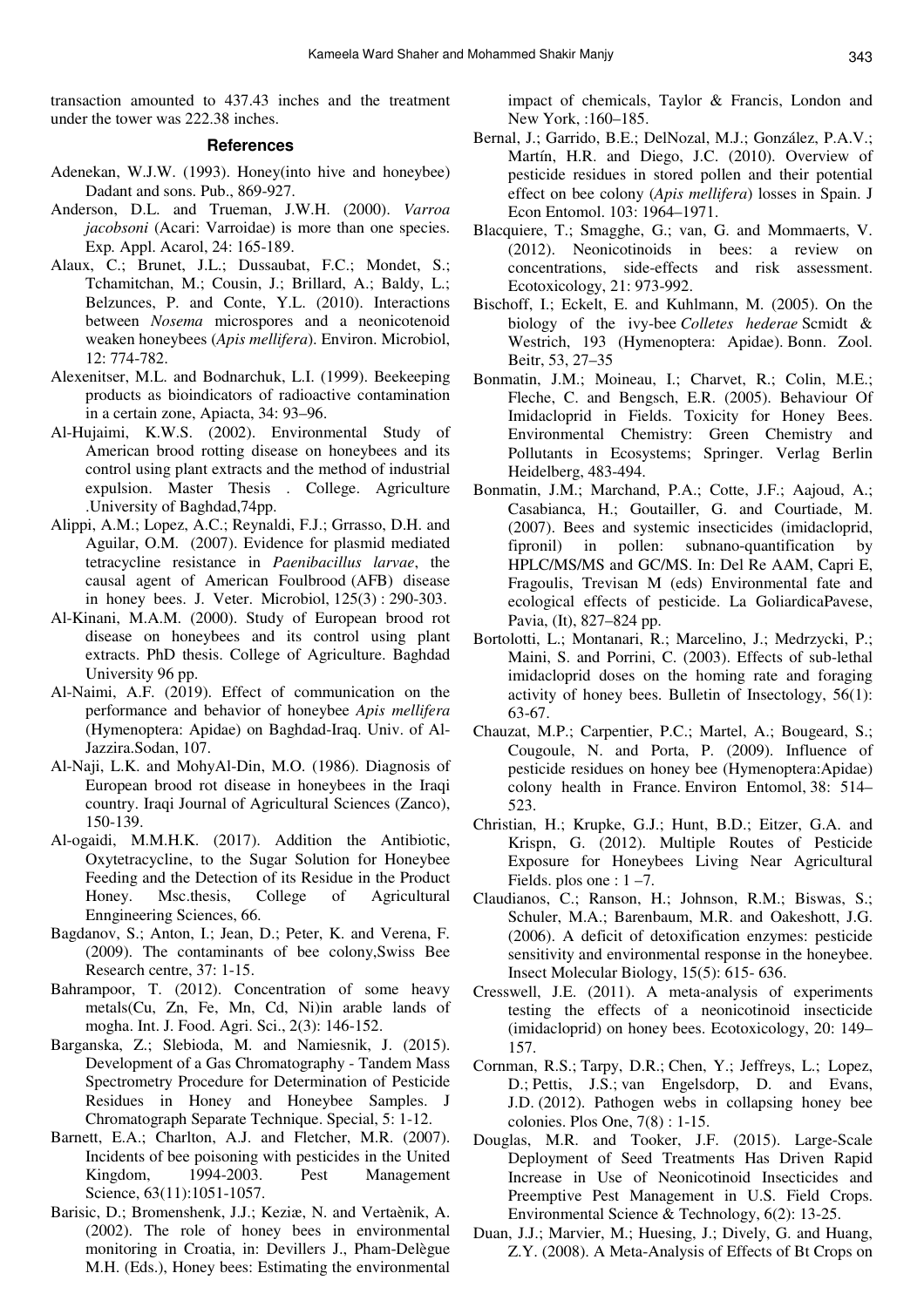transaction amounted to 437.43 inches and the treatment under the tower was 222.38 inches.

## References

Adenekan, W.J.W. (1993). Honey(into hive and honeybee) Dadant and sons. Pub., 869-927.

Anderson, D.L. and Trueman, J.W.H. (2000). *Varroa jacobsoni* (Acari: Varroidae) is more than one species. Exp. Appl. Acarol, 24: 165-189.

Alaux, C.; Brunet, J.L.; Dussaubat, F.C.; Mondet, S.; Tchamitchan, M.; Cousin, J.; Brillard, A.; Baldy, L.; Belzunces, P. and Conte, Y.L. (2010). Interactions between *Nosema* microspores and a neonicotenoid weaken honeybees (*Apis mellifera*). Environ. Microbiol, 12: 774-782.

Alexenitser, M.L. and Bodnarchuk, L.I. (1999). Beekeeping products as bioindicators of radioactive contamination in a certain zone, Apiacta, 34: 93–96.

Al-Hujaimi, K.W.S. (2002). Environmental Study of American brood rotting disease on honeybees and its control using plant extracts and the method of industrial expulsion. Master Thesis . College. Agriculture .University of Baghdad,74pp.

Alippi, A.M.; Lopez, A.C.; Reynaldi, F.J.; Grrasso, D.H. and Aguilar, O.M. (2007). Evidence for plasmid mediated tetracycline resistance in *Paenibacillus larvae*, the causal agent of American Foulbrood (AFB) disease in honey bees. J. Veter. Microbiol, 125(3) : 290-303.

Al-Kinani, M.A.M. (2000). Study of European brood rot disease on honeybees and its control using plant extracts. PhD thesis. College of Agriculture. Baghdad University 96 pp.

Al-Naimi, A.F. (2019). Effect of communication on the performance and behavior of honeybee *Apis mellifera* (Hymenoptera: Apidae) on Baghdad-Iraq. Univ. of Al-Jazzira.Sodan, 107.

Al-Naji, L.K. and MohyAl-Din, M.O. (1986). Diagnosis of European brood rot disease in honeybees in the Iraqi country. Iraqi Journal of Agricultural Sciences (Zanco), 150-139.

Al-ogaidi, M.M.H.K. (2017). Addition the Antibiotic, Oxytetracycline, to the Sugar Solution for Honeybee Feeding and the Detection of its Residue in the Product Honey. Msc.thesis, College of Agricultural Ennginering Sciences, 66.

Bagdanov, S.; Anton, I.; Jean, D.; Peter, K. and Verena, F. (2009). The contaminants of bee colony,Swiss Bee Research centre, 37: 1-15.

Bahrampoor, T. (2012). Concentration of some heavy metals(Cu, Zn, Fe, Mn, Cd, Ni)in arable lands of mogha. Int. J. Food. Agri. Sci., 2(3): 146-152.

Barganska, Z.; Slebioda, M. and Namiesnik, J. (2015). Development of a Gas Chromatography - Tandem Mass Spectrometry Procedure for Determination of Pesticide Residues in Honey and Honeybee Samples. J Chromatograph Separate Technique. Special, 5: 1-12.

Barnett, E.A.; Charlton, A.J. and Fletcher, M.R. (2007). Incidents of bee poisoning with pesticides in the United Kingdom, 1994-2003. Pest Management Science, 63(11):1051-1057.

Barisic, D.; Bromenshenk, J.J.; Keziæ, N. and Vertaènik, A. (2002). The role of honey bees in environmental monitoring in Croatia, in: Devillers J., Pham-Delègue M.H. (Eds.), Honey bees: Estimating the environmental impact of chemicals, Taylor & Francis, London and New York, :160–185.

Bernal, J.; Garrido, B.E.; DelNozal, M.J.; González, P.A.V.; Martín, H.R. and Diego, J.C. (2010). Overview of pesticide residues in stored pollen and their potential effect on bee colony (*Apis mellifera*) losses in Spain. J Econ Entomol. 103: 1964–1971.

Blacquiere, T.; Smagghe, G.; van, G. and Mommaerts, V. (2012). Neonicotinoids in bees: a review on concentrations, side-effects and risk assessment. Ecotoxicology, 21: 973-992.

Bischoff, I.; Eckelt, E. and Kuhlmann, M. (2005). On the biology of the ivy-bee *Colletes hederae* Scmidt & Westrich, 193 (Hymenoptera: Apidae). Bonn. Zool. Beitr, 53, 27–35

Bonmatin, J.M.; Moineau, I.; Charvet, R.; Colin, M.E.; Fleche, C. and Bengsch, E.R. (2005). Behaviour Of Imidacloprid in Fields. Toxicity for Honey Bees. Environmental Chemistry: Green Chemistry and Pollutants in Ecosystems; Springer. Verlag Berlin Heidelberg, 483-494.

Bonmatin, J.M.; Marchand, P.A.; Cotte, J.F.; Aajoud, A.; Casabianca, H.; Goutailler, G. and Courtiade, M. (2007). Bees and systemic insecticides (imidacloprid, fipronil) in pollen: subnano-quantification by HPLC/MS/MS and GC/MS. In: Del Re AAM, Capri E, Fragoulis, Trevisan M (eds) Environmental fate and ecological effects of pesticide. La GoliardicaPavese, Pavia, (It), 827–824 pp.

Bortolotti, L.; Montanari, R.; Marcelino, J.; Medrzycki, P.; Maini, S. and Porrini, C. (2003). Effects of sub-lethal imidacloprid doses on the homing rate and foraging activity of honey bees. Bulletin of Insectology, 56(1): 63-67.

Chauzat, M.P.; Carpentier, P.C.; Martel, A.; Bougeard, S.; Cougoule, N. and Porta, P. (2009). Influence of pesticide residues on honey bee (Hymenoptera:Apidae) colony health in France. Environ Entomol, 38: 514–523.

Christian, H.; Krupke, G.J.; Hunt, B.D.; Eitzer, G.A. and Krispn, G. (2012). Multiple Routes of Pesticide Exposure for Honeybees Living Near Agricultural Fields. plos one : 1 –7.

Claudianos, C.; Ranson, H.; Johnson, R.M.; Biswas, S.; Schuler, M.A.; Barenbaum, M.R. and Oakeshott, J.G. (2006). A deficit of detoxification enzymes: pesticide sensitivity and environmental response in the honeybee. Insect Molecular Biology, 15(5): 615- 636.

Cresswell, J.E. (2011). A meta-analysis of experiments testing the effects of a neonicotinoid insecticide (imidacloprid) on honey bees. Ecotoxicology, 20: 149–157.

Cornman, R.S.; Tarpy, D.R.; Chen, Y.; Jeffreys, L.; Lopez, D.; Pettis, J.S.; van Engelsdorp, D. and Evans, J.D. (2012). Pathogen webs in collapsing honey bee colonies. Plos One, 7(8) : 1-15.

Douglas, M.R. and Tooker, J.F. (2015). Large-Scale Deployment of Seed Treatments Has Driven Rapid Increase in Use of Neonicotinoid Insecticides and Preemptive Pest Management in U.S. Field Crops. Environmental Science & Technology, 6(2): 13-25.

Duan, J.J.; Marvier, M.; Huesing, J.; Dively, G. and Huang, Z.Y. (2008). A Meta-Analysis of Effects of Bt Crops on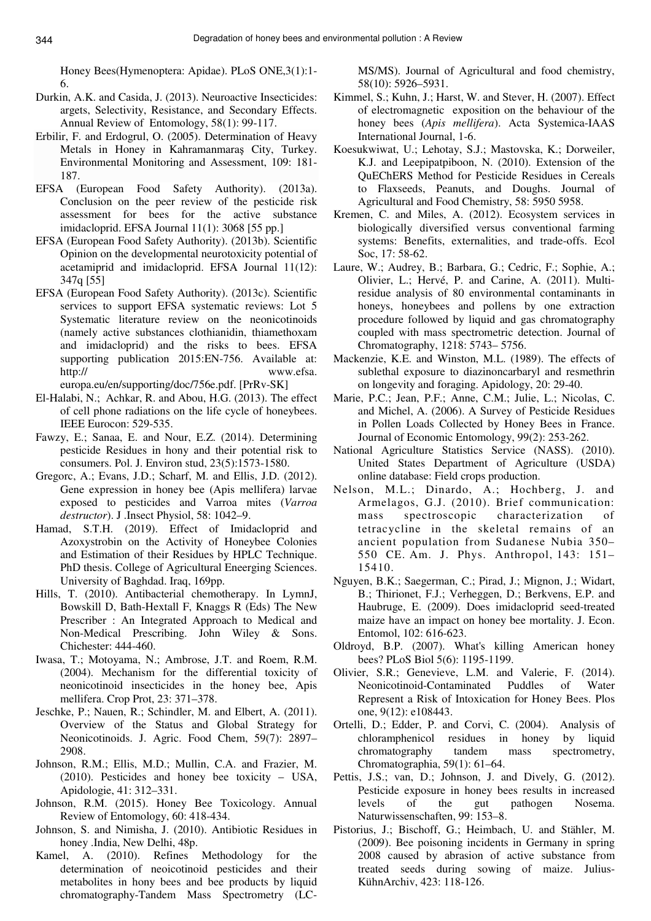Honey Bees(Hymenoptera: Apidae). PLoS ONE,3(1):1-6.

Durkin, A.K. and Casida, J. (2013). Neuroactive Insecticides: argets, Selectivity, Resistance, and Secondary Effects. Annual Review of Entomology, 58(1): 99-117.

Erbilir, F. and Erdogrul, O. (2005). Determination of Heavy Metals in Honey in Kahramanmaraş City, Turkey. Environmental Monitoring and Assessment, 109: 181-187.

EFSA (European Food Safety Authority). (2013a). Conclusion on the peer review of the pesticide risk assessment for bees for the active substance imidacloprid. EFSA Journal 11(1): 3068 [55 pp.]

EFSA (European Food Safety Authority). (2013b). Scientific Opinion on the developmental neurotoxicity potential of acetamiprid and imidacloprid. EFSA Journal 11(12): 347q [55]

EFSA (European Food Safety Authority). (2013c). Scientific services to support EFSA systematic reviews: Lot 5 Systematic literature review on the neonicotinoids (namely active substances clothianidin, thiamethoxam and imidacloprid) and the risks to bees. EFSA supporting publication 2015:EN-756. Available at: http:// www.efsa. europa.eu/en/supporting/doc/756e.pdf. [PrRv-SK]

El-Halabi, N.; Achkar, R. and Abou, H.G. (2013). The effect of cell phone radiations on the life cycle of honeybees. IEEE Eurocon: 529-535.

Fawzy, E.; Sanaa, E. and Nour, E.Z. (2014). Determining pesticide Residues in hony and their potential risk to consumers. Pol. J. Environ stud, 23(5):1573-1580.

Gregorc, A.; Evans, J.D.; Scharf, M. and Ellis, J.D. (2012). Gene expression in honey bee (Apis mellifera) larvae exposed to pesticides and Varroa mites (*Varroa destructor*). J .Insect Physiol, 58: 1042–9.

Hamad, S.T.H. (2019). Effect of Imidacloprid and Azoxystrobin on the Activity of Honeybee Colonies and Estimation of their Residues by HPLC Technique. PhD thesis. College of Agricultural Eneerging Sciences. University of Baghdad. Iraq, 169pp.

Hills, T. (2010). Antibacterial chemotherapy. In LymnJ, Bowskill D, Bath-Hextall F, Knaggs R (Eds) The New Prescriber : An Integrated Approach to Medical and Non-Medical Prescribing. John Wiley & Sons. Chichester: 444-460.

Iwasa, T.; Motoyama, N.; Ambrose, J.T. and Roem, R.M. (2004). Mechanism for the differential toxicity of neonicotinoid insecticides in the honey bee, Apis mellifera. Crop Prot, 23: 371–378.

Jeschke, P.; Nauen, R.; Schindler, M. and Elbert, A. (2011). Overview of the Status and Global Strategy for Neonicotinoids. J. Agric. Food Chem, 59(7): 2897–2908.

Johnson, R.M.; Ellis, M.D.; Mullin, C.A. and Frazier, M. (2010). Pesticides and honey bee toxicity – USA, Apidologie, 41: 312–331.

Johnson, R.M. (2015). Honey Bee Toxicology. Annual Review of Entomology, 60: 418-434.

Johnson, S. and Nimisha, J. (2010). Antibiotic Residues in honey .India, New Delhi, 48p.

Kamel, A. (2010). Refines Methodology for the determination of neoicotinoid pesticides and their metabolites in hony bees and bee products by liquid chromatography-Tandem Mass Spectrometry (LC-MS/MS). Journal of Agricultural and food chemistry, 58(10): 5926–5931.

Kimmel, S.; Kuhn, J.; Harst, W. and Stever, H. (2007). Effect of electromagnetic exposition on the behaviour of the honey bees (*Apis mellifera*). Acta Systemica-IAAS International Journal, 1-6.

Koesukwiwat, U.; Lehotay, S.J.; Mastovska, K.; Dorweiler, K.J. and Leepipatpiboon, N. (2010). Extension of the QuEChERS Method for Pesticide Residues in Cereals to Flaxseeds, Peanuts, and Doughs. Journal of Agricultural and Food Chemistry, 58: 5950 5958.

Kremen, C. and Miles, A. (2012). Ecosystem services in biologically diversified versus conventional farming systems: Benefits, externalities, and trade-offs. Ecol Soc, 17: 58-62.

Laure, W.; Audrey, B.; Barbara, G.; Cedric, F.; Sophie, A.; Olivier, L.; Hervé, P. and Carine, A. (2011). Multi-residue analysis of 80 environmental contaminants in honeys, honeybees and pollens by one extraction procedure followed by liquid and gas chromatography coupled with mass spectrometric detection. Journal of Chromatography, 1218: 5743– 5756.

Mackenzie, K.E. and Winston, M.L. (1989). The effects of sublethal exposure to diazinoncarbaryl and resmethrin on longevity and foraging. Apidology, 20: 29-40.

Marie, P.C.; Jean, P.F.; Anne, C.M.; Julie, L.; Nicolas, C. and Michel, A. (2006). A Survey of Pesticide Residues in Pollen Loads Collected by Honey Bees in France. Journal of Economic Entomology, 99(2): 253-262.

National Agriculture Statistics Service (NASS). (2010). United States Department of Agriculture (USDA) online database: Field crops production.

Nelson, M.L.; Dinardo, A.; Hochberg, J. and Armelagos, G.J. (2010). Brief communication: mass spectroscopic characterization of tetracycline in the skeletal remains of an ancient population from Sudanese Nubia 350–550 CE. Am. J. Phys. Anthropol, 143: 151–15410.

Nguyen, B.K.; Saegerman, C.; Pirad, J.; Mignon, J.; Widart, B.; Thirionet, F.J.; Verheggen, D.; Berkvens, E.P. and Haubruge, E. (2009). Does imidacloprid seed-treated maize have an impact on honey bee mortality. J. Econ. Entomol, 102: 616-623.

Oldroyd, B.P. (2007). What's killing American honey bees? PLoS Biol 5(6): 1195-1199.

Olivier, S.R.; Genevieve, L.M. and Valerie, F. (2014). Neonicotinoid-Contaminated Puddles of Water Represent a Risk of Intoxication for Honey Bees. Plos one, 9(12): e108443.

Ortelli, D.; Edder, P. and Corvi, C. (2004). Analysis of chloramphenicol residues in honey by liquid chromatography tandem mass spectrometry, Chromatographia, 59(1): 61–64.

Pettis, J.S.; van, D.; Johnson, J. and Dively, G. (2012). Pesticide exposure in honey bees results in increased levels of the gut pathogen Nosema. Naturwissenschaften, 99: 153–8.

Pistorius, J.; Bischoff, G.; Heimbach, U. and Stähler, M. (2009). Bee poisoning incidents in Germany in spring 2008 caused by abrasion of active substance from treated seeds during sowing of maize. Julius-KühnArchiv, 423: 118-126.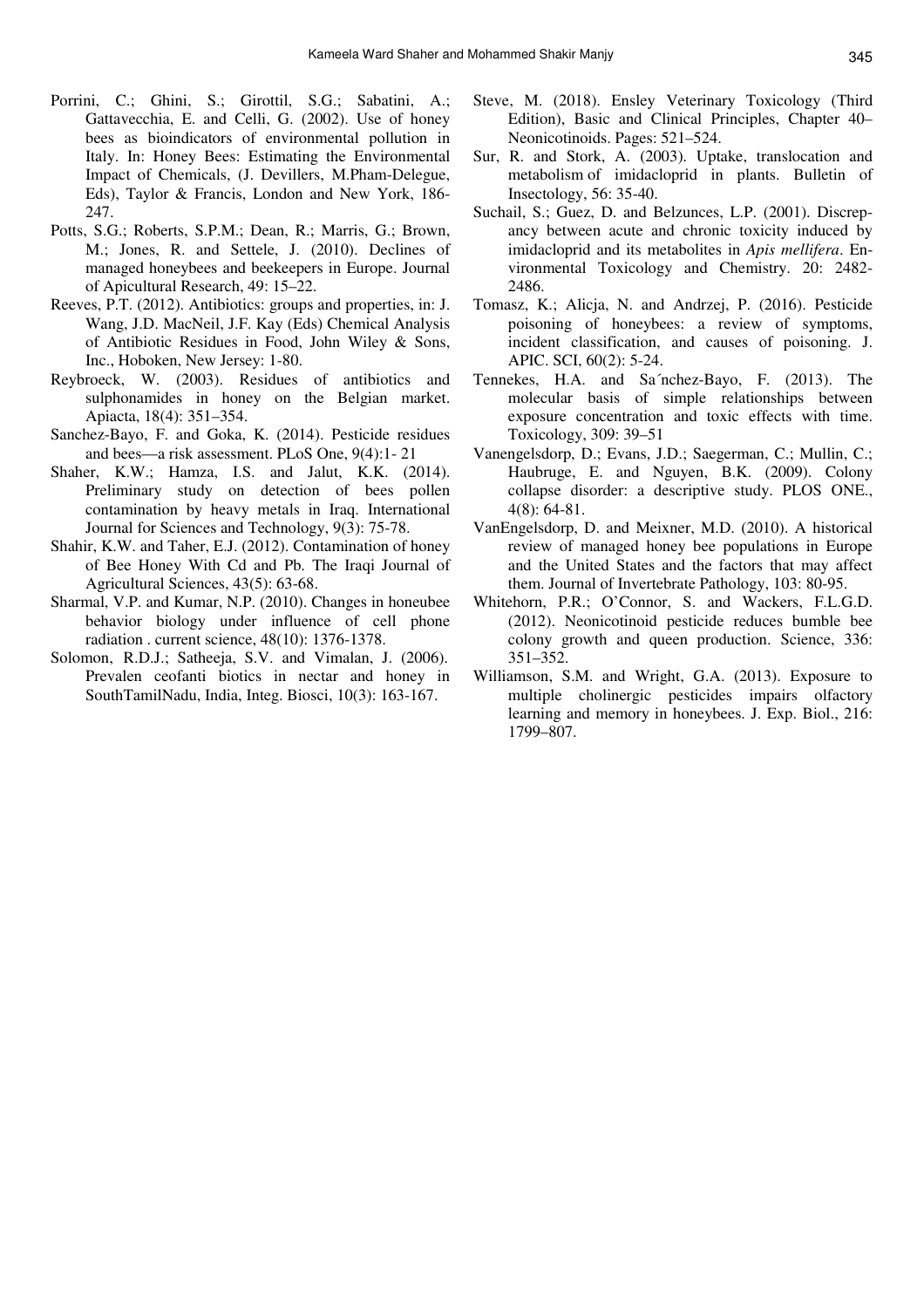Porrini, C.; Ghini, S.; Girottil, S.G.; Sabatini, A.; Gattavecchia, E. and Celli, G. (2002). Use of honey bees as bioindicators of environmental pollution in Italy. In: Honey Bees: Estimating the Environmental Impact of Chemicals, (J. Devillers, M.Pham-Delegue, Eds), Taylor & Francis, London and New York, 186-247.

Potts, S.G.; Roberts, S.P.M.; Dean, R.; Marris, G.; Brown, M.; Jones, R. and Settele, J. (2010). Declines of managed honeybees and beekeepers in Europe. Journal of Apicultural Research, 49: 15–22.

Reeves, P.T. (2012). Antibiotics: groups and properties, in: J. Wang, J.D. MacNeil, J.F. Kay (Eds) Chemical Analysis of Antibiotic Residues in Food, John Wiley & Sons, Inc., Hoboken, New Jersey: 1-80.

Reybroeck, W. (2003). Residues of antibiotics and sulphonamides in honey on the Belgian market. Apiacta, 18(4): 351–354.

Sanchez-Bayo, F. and Goka, K. (2014). Pesticide residues and bees—a risk assessment. PLoS One, 9(4):1- 21

Shaher, K.W.; Hamza, I.S. and Jalut, K.K. (2014). Preliminary study on detection of bees pollen contamination by heavy metals in Iraq. International Journal for Sciences and Technology, 9(3): 75-78.

Shahir, K.W. and Taher, E.J. (2012). Contamination of honey of Bee Honey With Cd and Pb. The Iraqi Journal of Agricultural Sciences, 43(5): 63-68.

Sharmal, V.P. and Kumar, N.P. (2010). Changes in honeubee behavior biology under influence of cell phone radiation . current science, 48(10): 1376-1378.

Solomon, R.D.J.; Satheeja, S.V. and Vimalan, J. (2006). Prevalen ceofanti biotics in nectar and honey in SouthTamilNadu, India, Integ. Biosci, 10(3): 163-167.

Steve, M. (2018). Ensley Veterinary Toxicology (Third Edition), Basic and Clinical Principles, Chapter 40– Neonicotinoids. Pages: 521–524.

Sur, R. and Stork, A. (2003). Uptake, translocation and metabolism of imidacloprid in plants. Bulletin of Insectology, 56: 35-40.

Suchail, S.; Guez, D. and Belzunces, L.P. (2001). Discrepancy between acute and chronic toxicity induced by imidacloprid and its metabolites in *Apis mellifera*. Environmental Toxicology and Chemistry. 20: 2482-2486.

Tomasz, K.; Alicja, N. and Andrzej, P. (2016). Pesticide poisoning of honeybees: a review of symptoms, incident classification, and causes of poisoning. J. APIC. SCI, 60(2): 5-24.

Tennekes, H.A. and Sa´nchez-Bayo, F. (2013). The molecular basis of simple relationships between exposure concentration and toxic effects with time. Toxicology, 309: 39–51

Vanengelsdorp, D.; Evans, J.D.; Saegerman, C.; Mullin, C.; Haubruge, E. and Nguyen, B.K. (2009). Colony collapse disorder: a descriptive study. PLOS ONE., 4(8): 64-81.

VanEngelsdorp, D. and Meixner, M.D. (2010). A historical review of managed honey bee populations in Europe and the United States and the factors that may affect them. Journal of Invertebrate Pathology, 103: 80-95.

Whitehorn, P.R.; O'Connor, S. and Wackers, F.L.G.D. (2012). Neonicotinoid pesticide reduces bumble bee colony growth and queen production. Science, 336: 351–352.

Williamson, S.M. and Wright, G.A. (2013). Exposure to multiple cholinergic pesticides impairs olfactory learning and memory in honeybees. J. Exp. Biol., 216: 1799–807.